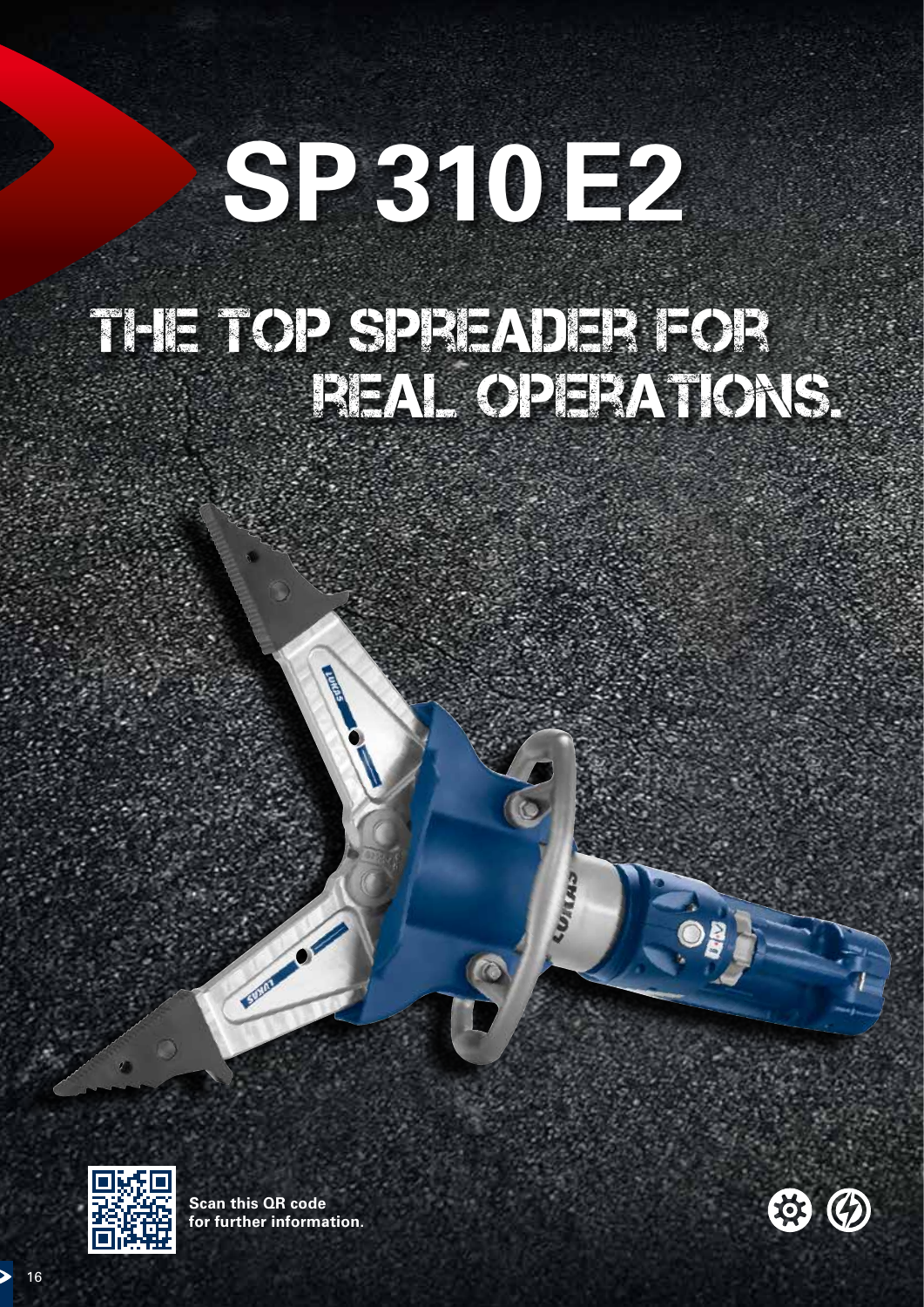# SP 310 E2

## THE TOP SPREADER FOR REAL OPERATIONS.

**Scan this QR code for further information.**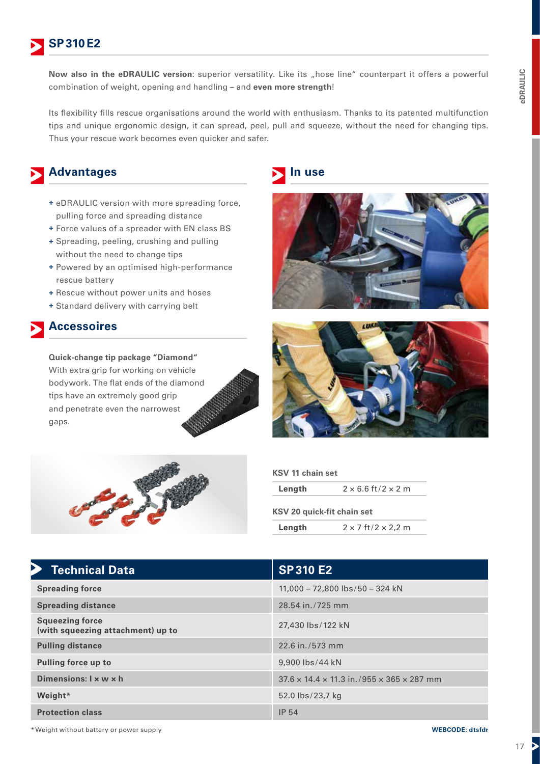## SP 310 E2

**Now also in the eDRAULIC version**: superior versatility. Like its „hose line" counterpart it offers a powerful combination of weight, opening and handling – and **even more strength**!

Its flexibility fills rescue organisations around the world with enthusiasm. Thanks to its patented multifunction tips and unique ergonomic design, it can spread, peel, pull and squeeze, without the need for changing tips. Thus your rescue work becomes even quicker and safer.

## Advantages

- eDRAULIC version with more spreading force, pulling force and spreading distance
- Force values of a spreader with EN class BS
- Spreading, peeling, crushing and pulling without the need to change tips
- Powered by an optimised high-performance rescue battery
- Rescue without power units and hoses
- Standard delivery with carrying belt

## Accessoires

**Quick-change tip package "Diamond"**
With extra grip for working on vehicle bodywork. The flat ends of the diamond tips have an extremely good grip and penetrate even the narrowest gaps.

## In use

**KSV 11 chain set**

| | |
|---|---|
| **Length** | 2 × 6.6 ft / 2 × 2 m |

**KSV 20 quick-fit chain set**

| | |
|---|---|
| **Length** | 2 × 7 ft / 2 × 2,2 m |

| Technical Data | SP 310 E2 |
|---|---|
| **Spreading force** | 11,000 – 72,800 lbs / 50 – 324 kN |
| **Spreading distance** | 28.54 in. / 725 mm |
| **Squeezing force (with squeezing attachment) up to** | 27,430 lbs / 122 kN |
| **Pulling distance** | 22.6 in. / 573 mm |
| **Pulling force up to** | 9,900 lbs / 44 kN |
| **Dimensions: l × w × h** | 37.6 × 14.4 × 11.3 in. / 955 × 365 × 287 mm |
| **Weight*** | 52.0 lbs / 23,7 kg |
| **Protection class** | IP 54 |

*Weight without battery or power supply

**WEBCODE: dtsfdr**